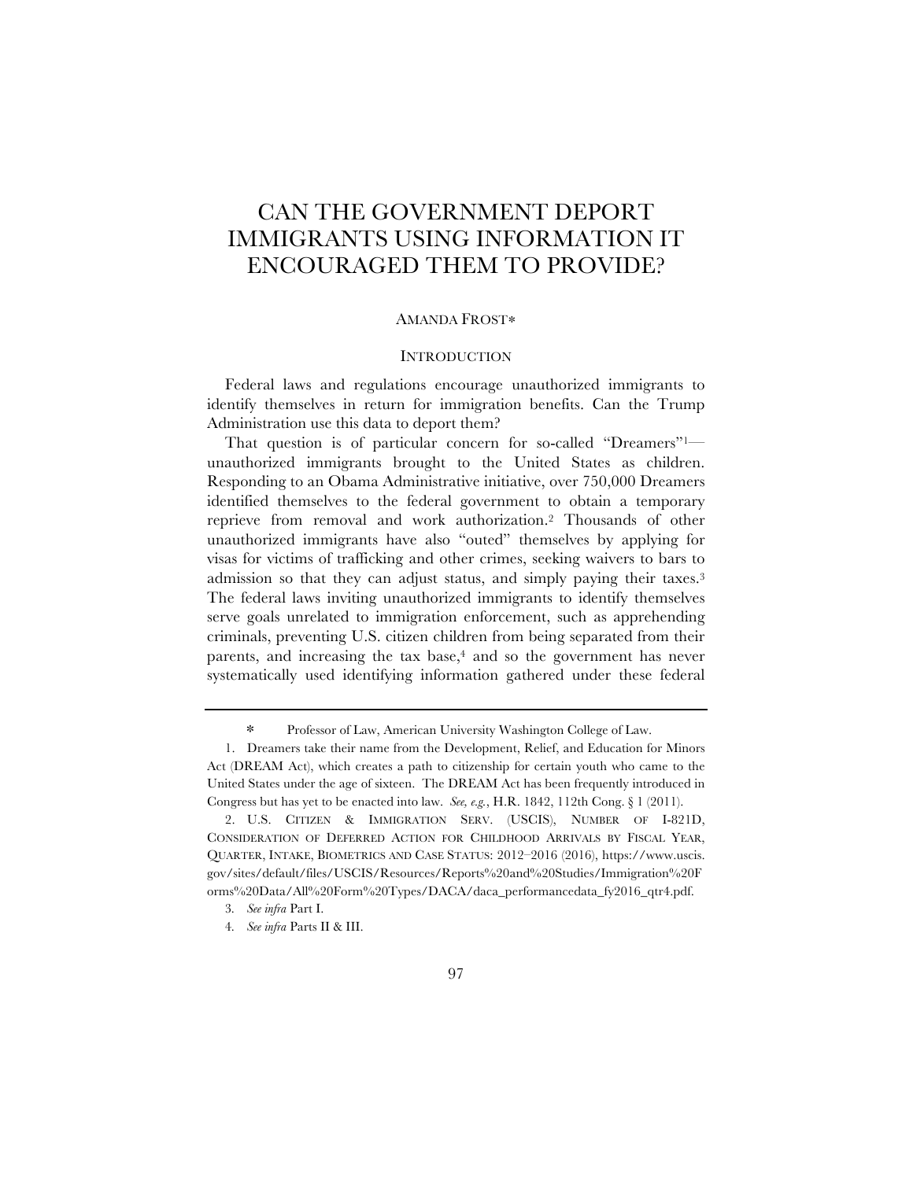# CAN THE GOVERNMENT DEPORT IMMIGRANTS USING INFORMATION IT ENCOURAGED THEM TO PROVIDE?

AMANDA FROST*

## INTRODUCTION

Federal laws and regulations encourage unauthorized immigrants to identify themselves in return for immigration benefits. Can the Trump Administration use this data to deport them?

That question is of particular concern for so-called "Dreamers"[1]—unauthorized immigrants brought to the United States as children. Responding to an Obama Administrative initiative, over 750,000 Dreamers identified themselves to the federal government to obtain a temporary reprieve from removal and work authorization.[2] Thousands of other unauthorized immigrants have also "outed" themselves by applying for visas for victims of trafficking and other crimes, seeking waivers to bars to admission so that they can adjust status, and simply paying their taxes.[3] The federal laws inviting unauthorized immigrants to identify themselves serve goals unrelated to immigration enforcement, such as apprehending criminals, preventing U.S. citizen children from being separated from their parents, and increasing the tax base,[4] and so the government has never systematically used identifying information gathered under these federal

---

\* Professor of Law, American University Washington College of Law.

1. Dreamers take their name from the Development, Relief, and Education for Minors Act (DREAM Act), which creates a path to citizenship for certain youth who came to the United States under the age of sixteen. The DREAM Act has been frequently introduced in Congress but has yet to be enacted into law. *See, e.g.*, H.R. 1842, 112th Cong. § 1 (2011).

2. U.S. CITIZEN & IMMIGRATION SERV. (USCIS), NUMBER OF I-821D, CONSIDERATION OF DEFERRED ACTION FOR CHILDHOOD ARRIVALS BY FISCAL YEAR, QUARTER, INTAKE, BIOMETRICS AND CASE STATUS: 2012–2016 (2016), https://www.uscis.gov/sites/default/files/USCIS/Resources/Reports%20and%20Studies/Immigration%20Forms%20Data/All%20Form%20Types/DACA/daca_performancedata_fy2016_qtr4.pdf.

3. *See infra* Part I.

4. *See infra* Parts II & III.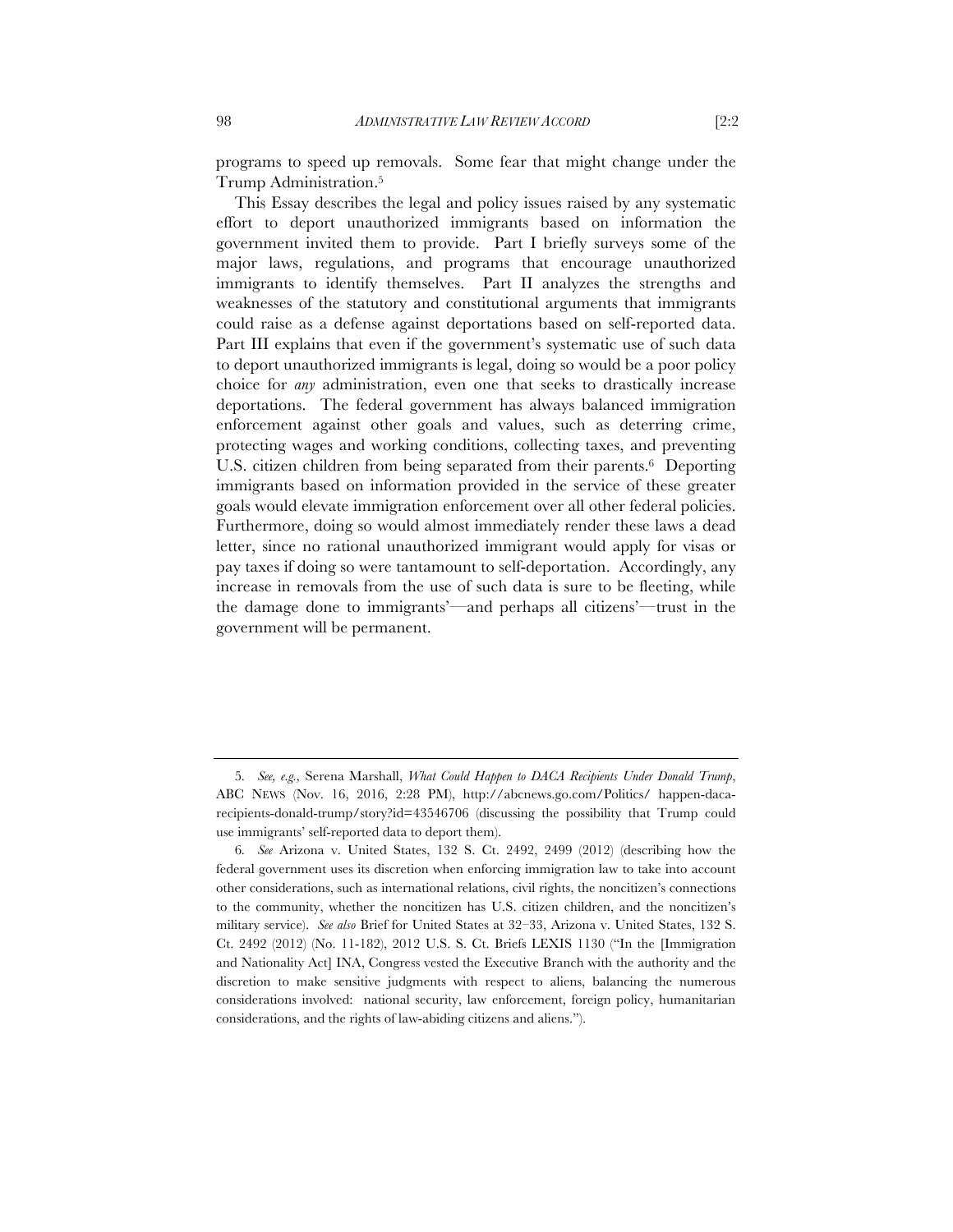programs to speed up removals. Some fear that might change under the Trump Administration.[5]

This Essay describes the legal and policy issues raised by any systematic effort to deport unauthorized immigrants based on information the government invited them to provide. Part I briefly surveys some of the major laws, regulations, and programs that encourage unauthorized immigrants to identify themselves. Part II analyzes the strengths and weaknesses of the statutory and constitutional arguments that immigrants could raise as a defense against deportations based on self-reported data. Part III explains that even if the government's systematic use of such data to deport unauthorized immigrants is legal, doing so would be a poor policy choice for *any* administration, even one that seeks to drastically increase deportations. The federal government has always balanced immigration enforcement against other goals and values, such as deterring crime, protecting wages and working conditions, collecting taxes, and preventing U.S. citizen children from being separated from their parents.[6] Deporting immigrants based on information provided in the service of these greater goals would elevate immigration enforcement over all other federal policies. Furthermore, doing so would almost immediately render these laws a dead letter, since no rational unauthorized immigrant would apply for visas or pay taxes if doing so were tantamount to self-deportation. Accordingly, any increase in removals from the use of such data is sure to be fleeting, while the damage done to immigrants'—and perhaps all citizens'—trust in the government will be permanent.

---

5. *See, e.g.*, Serena Marshall, *What Could Happen to DACA Recipients Under Donald Trump*, ABC NEWS (Nov. 16, 2016, 2:28 PM), http://abcnews.go.com/Politics/ happen-daca-recipients-donald-trump/story?id=43546706 (discussing the possibility that Trump could use immigrants' self-reported data to deport them).

6. *See* Arizona v. United States, 132 S. Ct. 2492, 2499 (2012) (describing how the federal government uses its discretion when enforcing immigration law to take into account other considerations, such as international relations, civil rights, the noncitizen's connections to the community, whether the noncitizen has U.S. citizen children, and the noncitizen's military service). *See also* Brief for United States at 32–33, Arizona v. United States, 132 S. Ct. 2492 (2012) (No. 11-182), 2012 U.S. S. Ct. Briefs LEXIS 1130 ("In the [Immigration and Nationality Act] INA, Congress vested the Executive Branch with the authority and the discretion to make sensitive judgments with respect to aliens, balancing the numerous considerations involved: national security, law enforcement, foreign policy, humanitarian considerations, and the rights of law-abiding citizens and aliens.").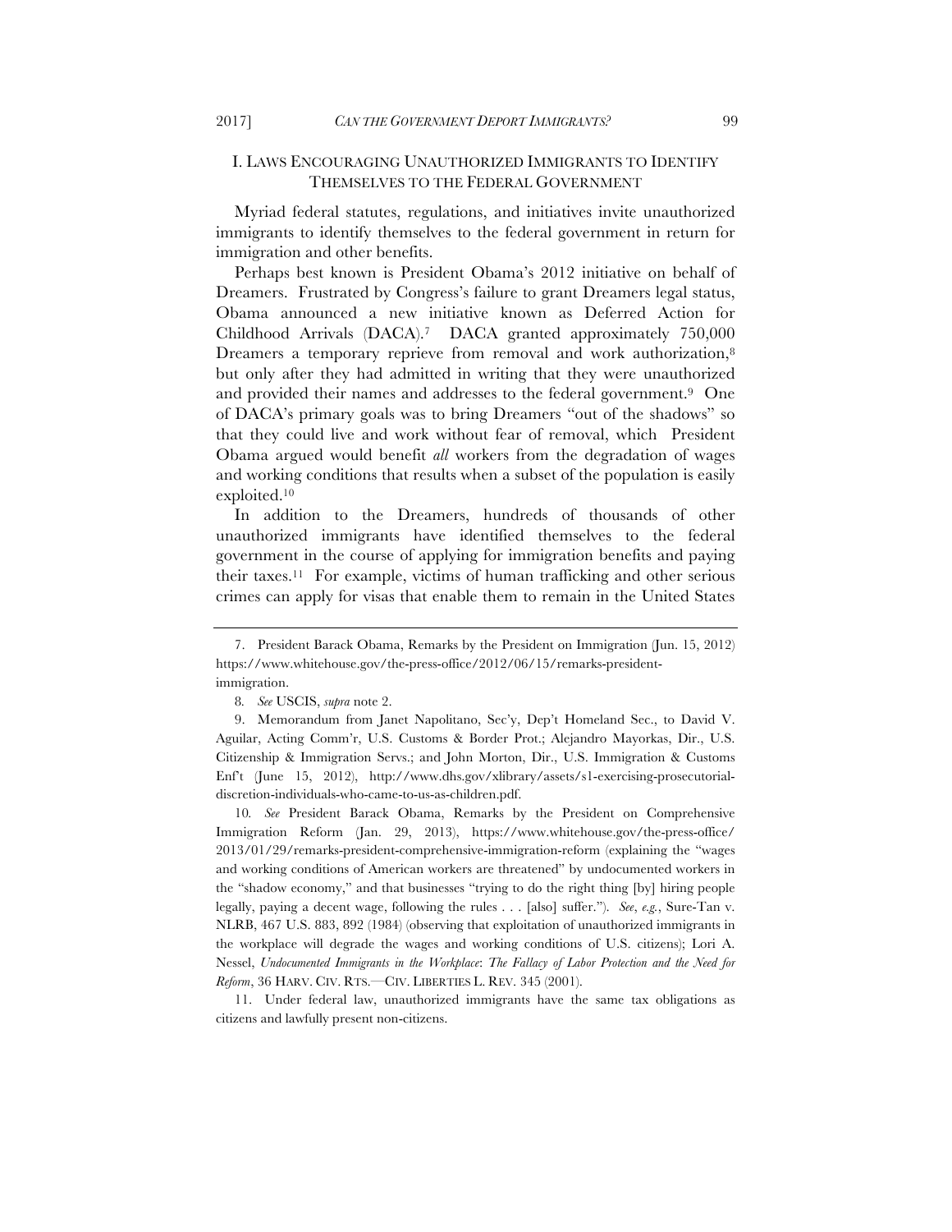## I. Laws Encouraging Unauthorized Immigrants to Identify Themselves to the Federal Government

Myriad federal statutes, regulations, and initiatives invite unauthorized immigrants to identify themselves to the federal government in return for immigration and other benefits.

Perhaps best known is President Obama's 2012 initiative on behalf of Dreamers. Frustrated by Congress's failure to grant Dreamers legal status, Obama announced a new initiative known as Deferred Action for Childhood Arrivals (DACA).[7] DACA granted approximately 750,000 Dreamers a temporary reprieve from removal and work authorization,[8] but only after they had admitted in writing that they were unauthorized and provided their names and addresses to the federal government.[9] One of DACA's primary goals was to bring Dreamers "out of the shadows" so that they could live and work without fear of removal, which President Obama argued would benefit *all* workers from the degradation of wages and working conditions that results when a subset of the population is easily exploited.[10]

In addition to the Dreamers, hundreds of thousands of other unauthorized immigrants have identified themselves to the federal government in the course of applying for immigration benefits and paying their taxes.[11] For example, victims of human trafficking and other serious crimes can apply for visas that enable them to remain in the United States

---

7. President Barack Obama, Remarks by the President on Immigration (Jun. 15, 2012) https://www.whitehouse.gov/the-press-office/2012/06/15/remarks-president-immigration.

8. *See* USCIS, *supra* note 2.

9. Memorandum from Janet Napolitano, Sec'y, Dep't Homeland Sec., to David V. Aguilar, Acting Comm'r, U.S. Customs & Border Prot.; Alejandro Mayorkas, Dir., U.S. Citizenship & Immigration Servs.; and John Morton, Dir., U.S. Immigration & Customs Enf't (June 15, 2012), http://www.dhs.gov/xlibrary/assets/s1-exercising-prosecutorial-discretion-individuals-who-came-to-us-as-children.pdf.

10. *See* President Barack Obama, Remarks by the President on Comprehensive Immigration Reform (Jan. 29, 2013), https://www.whitehouse.gov/the-press-office/2013/01/29/remarks-president-comprehensive-immigration-reform (explaining the "wages and working conditions of American workers are threatened" by undocumented workers in the "shadow economy," and that businesses "trying to do the right thing [by] hiring people legally, paying a decent wage, following the rules . . . [also] suffer."). *See*, *e.g.*, Sure-Tan v. NLRB, 467 U.S. 883, 892 (1984) (observing that exploitation of unauthorized immigrants in the workplace will degrade the wages and working conditions of U.S. citizens); Lori A. Nessel, *Undocumented Immigrants in the Workplace*: *The Fallacy of Labor Protection and the Need for Reform*, 36 HARV. CIV. RTS.—CIV. LIBERTIES L. REV. 345 (2001).

11. Under federal law, unauthorized immigrants have the same tax obligations as citizens and lawfully present non-citizens.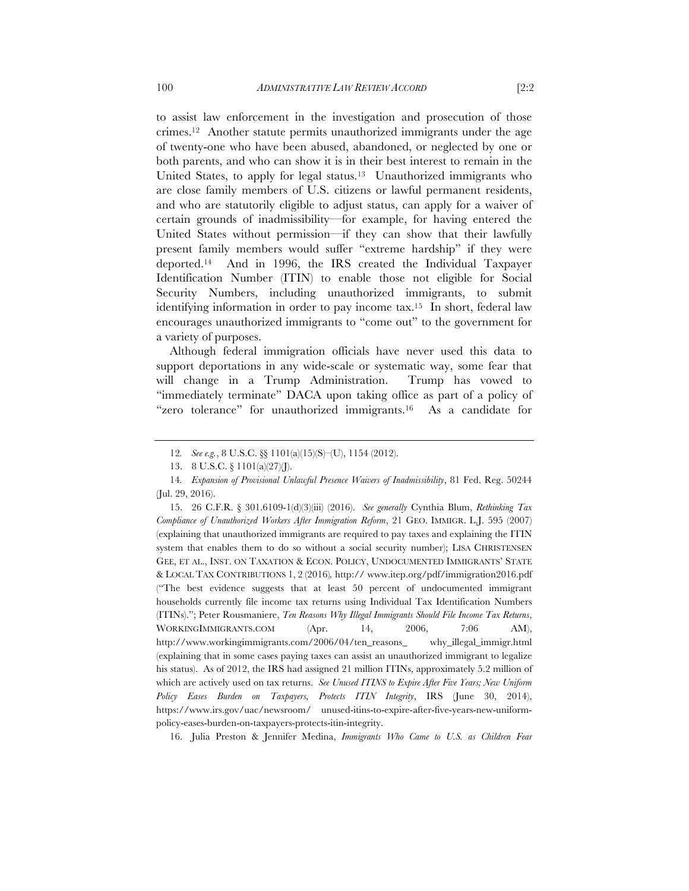to assist law enforcement in the investigation and prosecution of those crimes.[12] Another statute permits unauthorized immigrants under the age of twenty-one who have been abused, abandoned, or neglected by one or both parents, and who can show it is in their best interest to remain in the United States, to apply for legal status.[13] Unauthorized immigrants who are close family members of U.S. citizens or lawful permanent residents, and who are statutorily eligible to adjust status, can apply for a waiver of certain grounds of inadmissibility—for example, for having entered the United States without permission—if they can show that their lawfully present family members would suffer "extreme hardship" if they were deported.[14] And in 1996, the IRS created the Individual Taxpayer Identification Number (ITIN) to enable those not eligible for Social Security Numbers, including unauthorized immigrants, to submit identifying information in order to pay income tax.[15] In short, federal law encourages unauthorized immigrants to "come out" to the government for a variety of purposes.

Although federal immigration officials have never used this data to support deportations in any wide-scale or systematic way, some fear that will change in a Trump Administration. Trump has vowed to "immediately terminate" DACA upon taking office as part of a policy of "zero tolerance" for unauthorized immigrants.[16] As a candidate for

---

12. *See e.g.*, 8 U.S.C. §§ 1101(a)(15)(S)–(U), 1154 (2012).

13. 8 U.S.C. § 1101(a)(27)(J).

14. *Expansion of Provisional Unlawful Presence Waivers of Inadmissibility*, 81 Fed. Reg. 50244 (Jul. 29, 2016).

15. 26 C.F.R. § 301.6109-1(d)(3)(iii) (2016). *See generally* Cynthia Blum, *Rethinking Tax Compliance of Unauthorized Workers After Immigration Reform*, 21 GEO. IMMIGR. L.J. 595 (2007) (explaining that unauthorized immigrants are required to pay taxes and explaining the ITIN system that enables them to do so without a social security number); LISA CHRISTENSEN GEE, ET AL., INST. ON TAXATION & ECON. POLICY, UNDOCUMENTED IMMIGRANTS' STATE & LOCAL TAX CONTRIBUTIONS 1, 2 (2016), http:// www.itep.org/pdf/immigration2016.pdf ("The best evidence suggests that at least 50 percent of undocumented immigrant households currently file income tax returns using Individual Tax Identification Numbers (ITINs)."; Peter Rousmaniere, *Ten Reasons Why Illegal Immigrants Should File Income Tax Returns*, WORKINGIMMIGRANTS.COM (Apr. 14, 2006, 7:06 AM), http://www.workingimmigrants.com/2006/04/ten_reasons_ why_illegal_immigr.html (explaining that in some cases paying taxes can assist an unauthorized immigrant to legalize his status). As of 2012, the IRS had assigned 21 million ITINs, approximately 5.2 million of which are actively used on tax returns. *See Unused ITINS to Expire After Five Years; New Uniform Policy Eases Burden on Taxpayers, Protects ITIN Integrity*, IRS (June 30, 2014), https://www.irs.gov/uac/newsroom/ unused-itins-to-expire-after-five-years-new-uniform-policy-eases-burden-on-taxpayers-protects-itin-integrity.

16. Julia Preston & Jennifer Medina, *Immigrants Who Came to U.S. as Children Fear*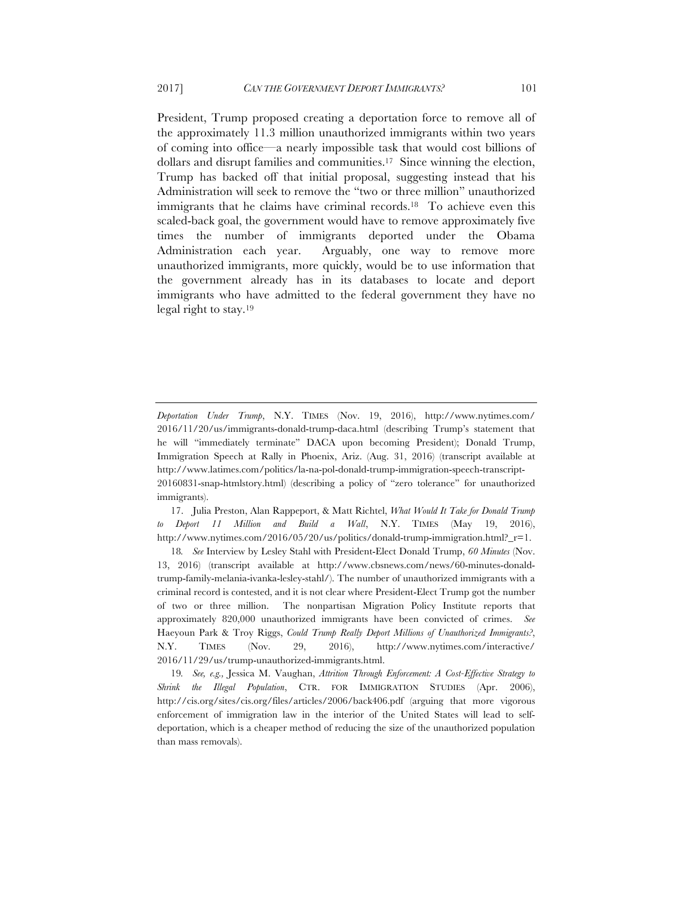President, Trump proposed creating a deportation force to remove all of the approximately 11.3 million unauthorized immigrants within two years of coming into office—a nearly impossible task that would cost billions of dollars and disrupt families and communities.[17] Since winning the election, Trump has backed off that initial proposal, suggesting instead that his Administration will seek to remove the "two or three million" unauthorized immigrants that he claims have criminal records.[18] To achieve even this scaled-back goal, the government would have to remove approximately five times the number of immigrants deported under the Obama Administration each year. Arguably, one way to remove more unauthorized immigrants, more quickly, would be to use information that the government already has in its databases to locate and deport immigrants who have admitted to the federal government they have no legal right to stay.[19]

---

*Deportation Under Trump*, N.Y. TIMES (Nov. 19, 2016), http://www.nytimes.com/2016/11/20/us/immigrants-donald-trump-daca.html (describing Trump's statement that he will "immediately terminate" DACA upon becoming President); Donald Trump, Immigration Speech at Rally in Phoenix, Ariz. (Aug. 31, 2016) (transcript available at http://www.latimes.com/politics/la-na-pol-donald-trump-immigration-speech-transcript-20160831-snap-htmlstory.html) (describing a policy of "zero tolerance" for unauthorized immigrants).

17. Julia Preston, Alan Rappeport, & Matt Richtel, *What Would It Take for Donald Trump to Deport 11 Million and Build a Wall*, N.Y. TIMES (May 19, 2016), http://www.nytimes.com/2016/05/20/us/politics/donald-trump-immigration.html?_r=1.

18. *See* Interview by Lesley Stahl with President-Elect Donald Trump, *60 Minutes* (Nov. 13, 2016) (transcript available at http://www.cbsnews.com/news/60-minutes-donald-trump-family-melania-ivanka-lesley-stahl/). The number of unauthorized immigrants with a criminal record is contested, and it is not clear where President-Elect Trump got the number of two or three million. The nonpartisan Migration Policy Institute reports that approximately 820,000 unauthorized immigrants have been convicted of crimes. *See* Haeyoun Park & Troy Riggs, *Could Trump Really Deport Millions of Unauthorized Immigrants?*, N.Y. TIMES (Nov. 29, 2016), http://www.nytimes.com/interactive/2016/11/29/us/trump-unauthorized-immigrants.html.

19. *See, e.g.*, Jessica M. Vaughan, *Attrition Through Enforcement: A Cost-Effective Strategy to Shrink the Illegal Population*, CTR. FOR IMMIGRATION STUDIES (Apr. 2006), http://cis.org/sites/cis.org/files/articles/2006/back406.pdf (arguing that more vigorous enforcement of immigration law in the interior of the United States will lead to self-deportation, which is a cheaper method of reducing the size of the unauthorized population than mass removals).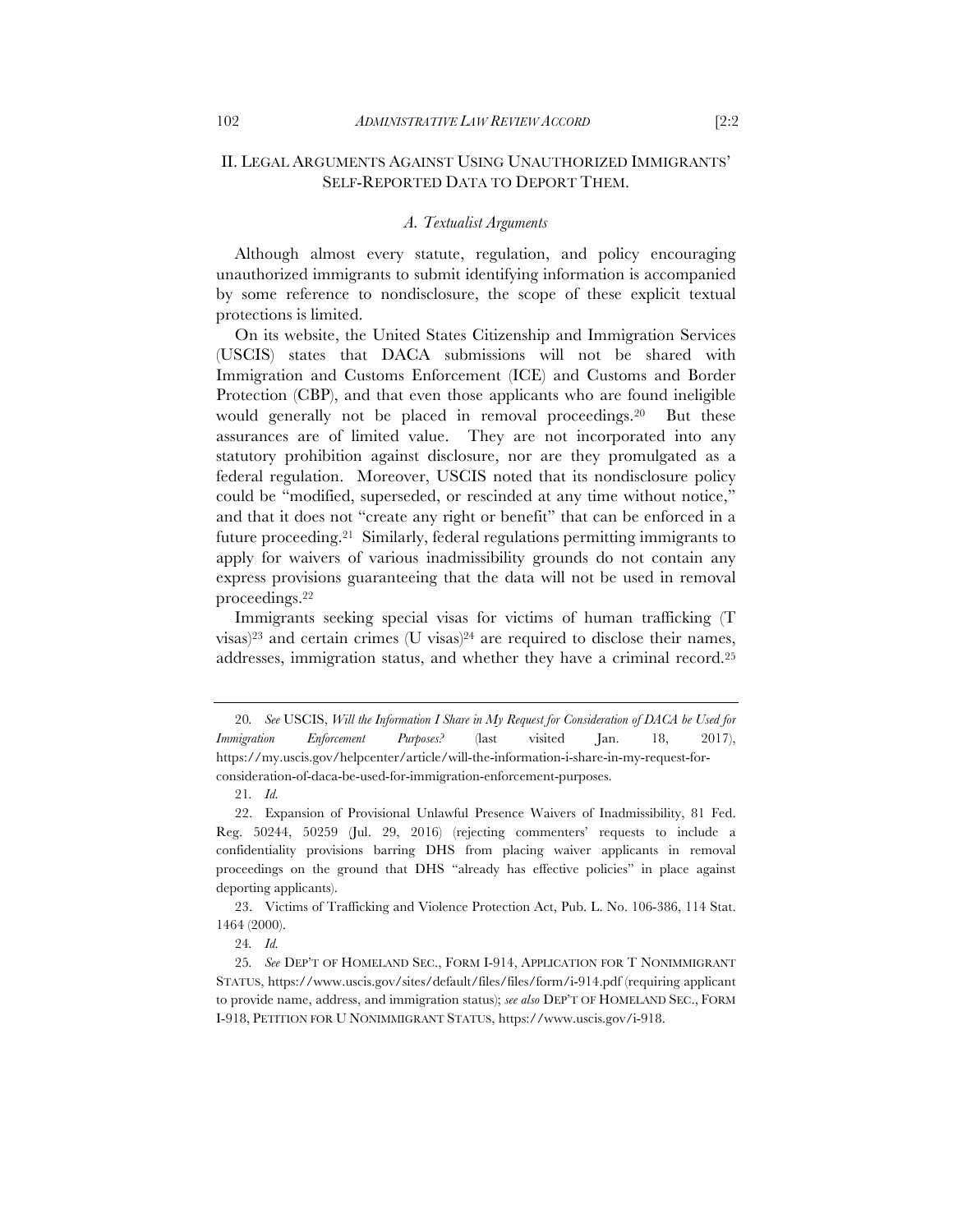## II. LEGAL ARGUMENTS AGAINST USING UNAUTHORIZED IMMIGRANTS' SELF-REPORTED DATA TO DEPORT THEM.

### *A. Textualist Arguments*

Although almost every statute, regulation, and policy encouraging unauthorized immigrants to submit identifying information is accompanied by some reference to nondisclosure, the scope of these explicit textual protections is limited.

On its website, the United States Citizenship and Immigration Services (USCIS) states that DACA submissions will not be shared with Immigration and Customs Enforcement (ICE) and Customs and Border Protection (CBP), and that even those applicants who are found ineligible would generally not be placed in removal proceedings.[20] But these assurances are of limited value. They are not incorporated into any statutory prohibition against disclosure, nor are they promulgated as a federal regulation. Moreover, USCIS noted that its nondisclosure policy could be "modified, superseded, or rescinded at any time without notice," and that it does not "create any right or benefit" that can be enforced in a future proceeding.[21] Similarly, federal regulations permitting immigrants to apply for waivers of various inadmissibility grounds do not contain any express provisions guaranteeing that the data will not be used in removal proceedings.[22]

Immigrants seeking special visas for victims of human trafficking (T visas)[23] and certain crimes (U visas)[24] are required to disclose their names, addresses, immigration status, and whether they have a criminal record.[25]

---

20. *See* USCIS, *Will the Information I Share in My Request for Consideration of DACA be Used for Immigration Enforcement Purposes?* (last visited Jan. 18, 2017), https://my.uscis.gov/helpcenter/article/will-the-information-i-share-in-my-request-for-consideration-of-daca-be-used-for-immigration-enforcement-purposes.

21. *Id.*

22. Expansion of Provisional Unlawful Presence Waivers of Inadmissibility, 81 Fed. Reg. 50244, 50259 (Jul. 29, 2016) (rejecting commenters' requests to include a confidentiality provisions barring DHS from placing waiver applicants in removal proceedings on the ground that DHS "already has effective policies" in place against deporting applicants).

23. Victims of Trafficking and Violence Protection Act, Pub. L. No. 106-386, 114 Stat. 1464 (2000).

24. *Id.*

25. *See* DEP'T OF HOMELAND SEC., FORM I-914, APPLICATION FOR T NONIMMIGRANT STATUS, https://www.uscis.gov/sites/default/files/files/form/i-914.pdf (requiring applicant to provide name, address, and immigration status); *see also* DEP'T OF HOMELAND SEC., FORM I-918, PETITION FOR U NONIMMIGRANT STATUS, https://www.uscis.gov/i-918.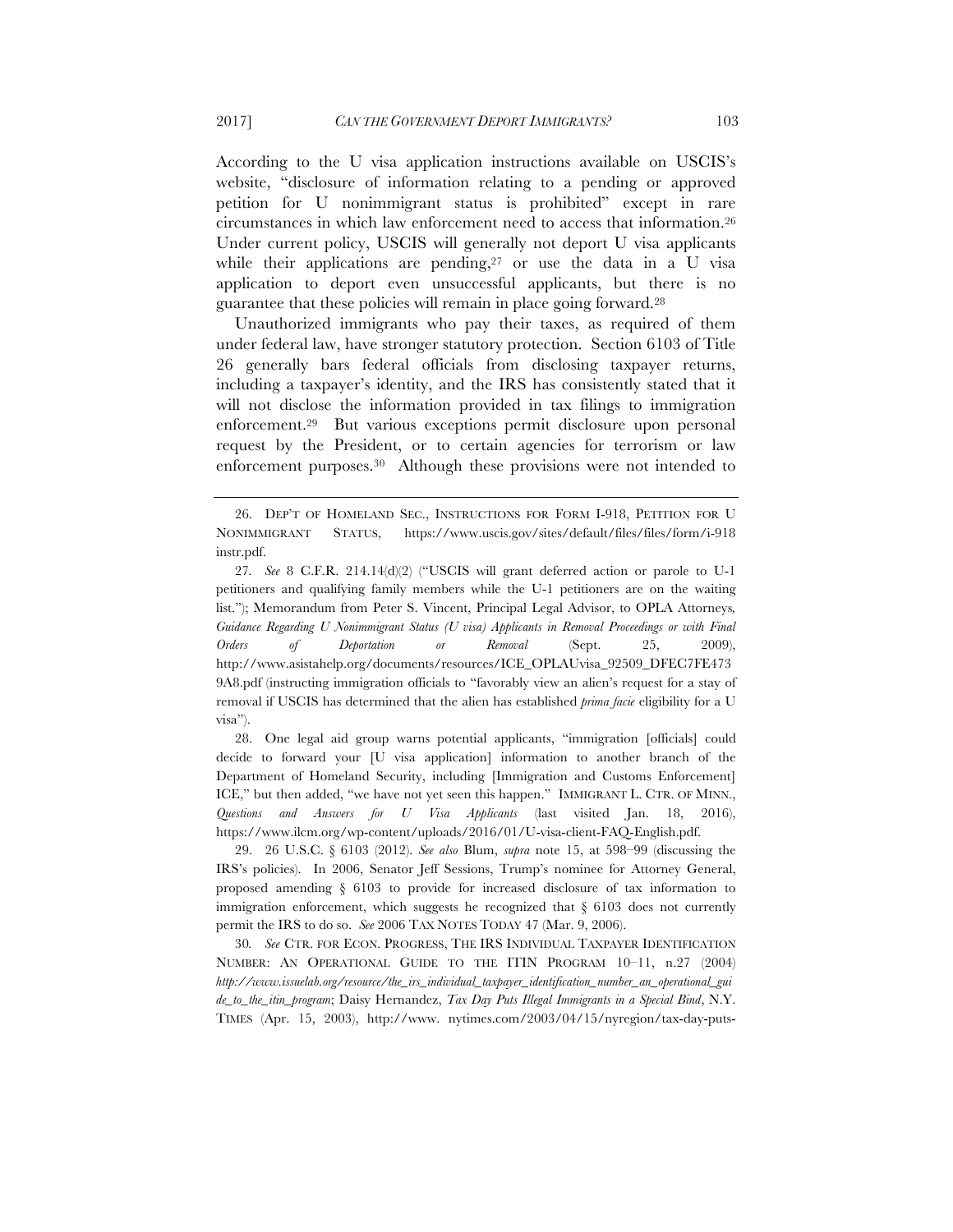According to the U visa application instructions available on USCIS's website, "disclosure of information relating to a pending or approved petition for U nonimmigrant status is prohibited" except in rare circumstances in which law enforcement need to access that information.[26] Under current policy, USCIS will generally not deport U visa applicants while their applications are pending,[27] or use the data in a U visa application to deport even unsuccessful applicants, but there is no guarantee that these policies will remain in place going forward.[28]

Unauthorized immigrants who pay their taxes, as required of them under federal law, have stronger statutory protection. Section 6103 of Title 26 generally bars federal officials from disclosing taxpayer returns, including a taxpayer's identity, and the IRS has consistently stated that it will not disclose the information provided in tax filings to immigration enforcement.[29] But various exceptions permit disclosure upon personal request by the President, or to certain agencies for terrorism or law enforcement purposes.[30] Although these provisions were not intended to

---

26. DEP'T OF HOMELAND SEC., INSTRUCTIONS FOR FORM I-918, PETITION FOR U NONIMMIGRANT STATUS, https://www.uscis.gov/sites/default/files/files/form/i-918instr.pdf.

27. *See* 8 C.F.R. 214.14(d)(2) ("USCIS will grant deferred action or parole to U-1 petitioners and qualifying family members while the U-1 petitioners are on the waiting list."); Memorandum from Peter S. Vincent, Principal Legal Advisor, to OPLA Attorneys, *Guidance Regarding U Nonimmigrant Status (U visa) Applicants in Removal Proceedings or with Final Orders of Deportation or Removal* (Sept. 25, 2009), http://www.asistahelp.org/documents/resources/ICE_OPLAUvisa_92509_DFEC7FE4739A8.pdf (instructing immigration officials to "favorably view an alien's request for a stay of removal if USCIS has determined that the alien has established *prima facie* eligibility for a U visa").

28. One legal aid group warns potential applicants, "immigration [officials] could decide to forward your [U visa application] information to another branch of the Department of Homeland Security, including [Immigration and Customs Enforcement] ICE," but then added, "we have not yet seen this happen." IMMIGRANT L. CTR. OF MINN., *Questions and Answers for U Visa Applicants* (last visited Jan. 18, 2016), https://www.ilcm.org/wp-content/uploads/2016/01/U-visa-client-FAQ-English.pdf.

29. 26 U.S.C. § 6103 (2012). *See also* Blum, *supra* note 15, at 598–99 (discussing the IRS's policies). In 2006, Senator Jeff Sessions, Trump's nominee for Attorney General, proposed amending § 6103 to provide for increased disclosure of tax information to immigration enforcement, which suggests he recognized that § 6103 does not currently permit the IRS to do so. *See* 2006 TAX NOTES TODAY 47 (Mar. 9, 2006).

30. *See* CTR. FOR ECON. PROGRESS, THE IRS INDIVIDUAL TAXPAYER IDENTIFICATION NUMBER: AN OPERATIONAL GUIDE TO THE ITIN PROGRAM 10–11, n.27 (2004) *http://www.issuelab.org/resource/the_irs_individual_taxpayer_identification_number_an_operational_guide_to_the_itin_program*; Daisy Hernandez, *Tax Day Puts Illegal Immigrants in a Special Bind*, N.Y. TIMES (Apr. 15, 2003), http://www. nytimes.com/2003/04/15/nyregion/tax-day-puts-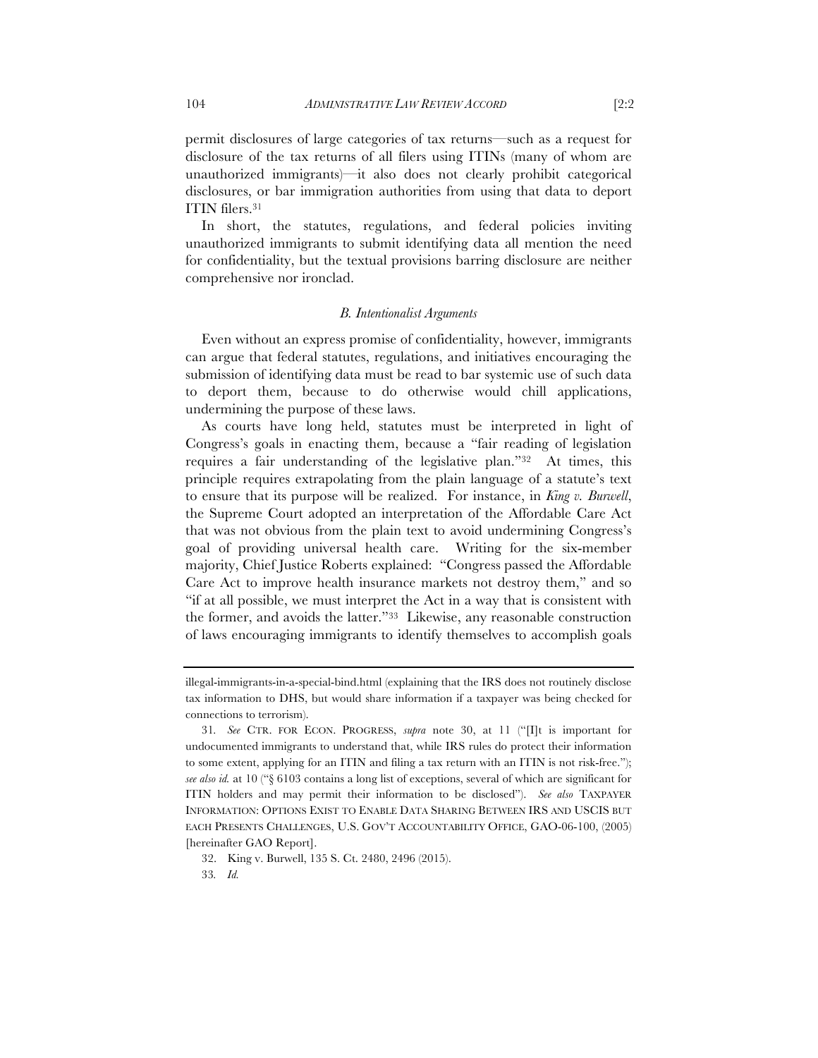permit disclosures of large categories of tax returns—such as a request for disclosure of the tax returns of all filers using ITINs (many of whom are unauthorized immigrants)—it also does not clearly prohibit categorical disclosures, or bar immigration authorities from using that data to deport ITIN filers.[31]

In short, the statutes, regulations, and federal policies inviting unauthorized immigrants to submit identifying data all mention the need for confidentiality, but the textual provisions barring disclosure are neither comprehensive nor ironclad.

### *B. Intentionalist Arguments*

Even without an express promise of confidentiality, however, immigrants can argue that federal statutes, regulations, and initiatives encouraging the submission of identifying data must be read to bar systemic use of such data to deport them, because to do otherwise would chill applications, undermining the purpose of these laws.

As courts have long held, statutes must be interpreted in light of Congress's goals in enacting them, because a "fair reading of legislation requires a fair understanding of the legislative plan."[32] At times, this principle requires extrapolating from the plain language of a statute's text to ensure that its purpose will be realized. For instance, in *King v. Burwell*, the Supreme Court adopted an interpretation of the Affordable Care Act that was not obvious from the plain text to avoid undermining Congress's goal of providing universal health care. Writing for the six-member majority, Chief Justice Roberts explained: "Congress passed the Affordable Care Act to improve health insurance markets not destroy them," and so "if at all possible, we must interpret the Act in a way that is consistent with the former, and avoids the latter."[33] Likewise, any reasonable construction of laws encouraging immigrants to identify themselves to accomplish goals

---

illegal-immigrants-in-a-special-bind.html (explaining that the IRS does not routinely disclose tax information to DHS, but would share information if a taxpayer was being checked for connections to terrorism).

31. *See* CTR. FOR ECON. PROGRESS, *supra* note 30, at 11 ("[I]t is important for undocumented immigrants to understand that, while IRS rules do protect their information to some extent, applying for an ITIN and filing a tax return with an ITIN is not risk-free."); *see also id.* at 10 ("§ 6103 contains a long list of exceptions, several of which are significant for ITIN holders and may permit their information to be disclosed"). *See also* TAXPAYER INFORMATION: OPTIONS EXIST TO ENABLE DATA SHARING BETWEEN IRS AND USCIS BUT EACH PRESENTS CHALLENGES, U.S. GOV'T ACCOUNTABILITY OFFICE, GAO-06-100, (2005) [hereinafter GAO Report].

32. King v. Burwell, 135 S. Ct. 2480, 2496 (2015).

33. *Id.*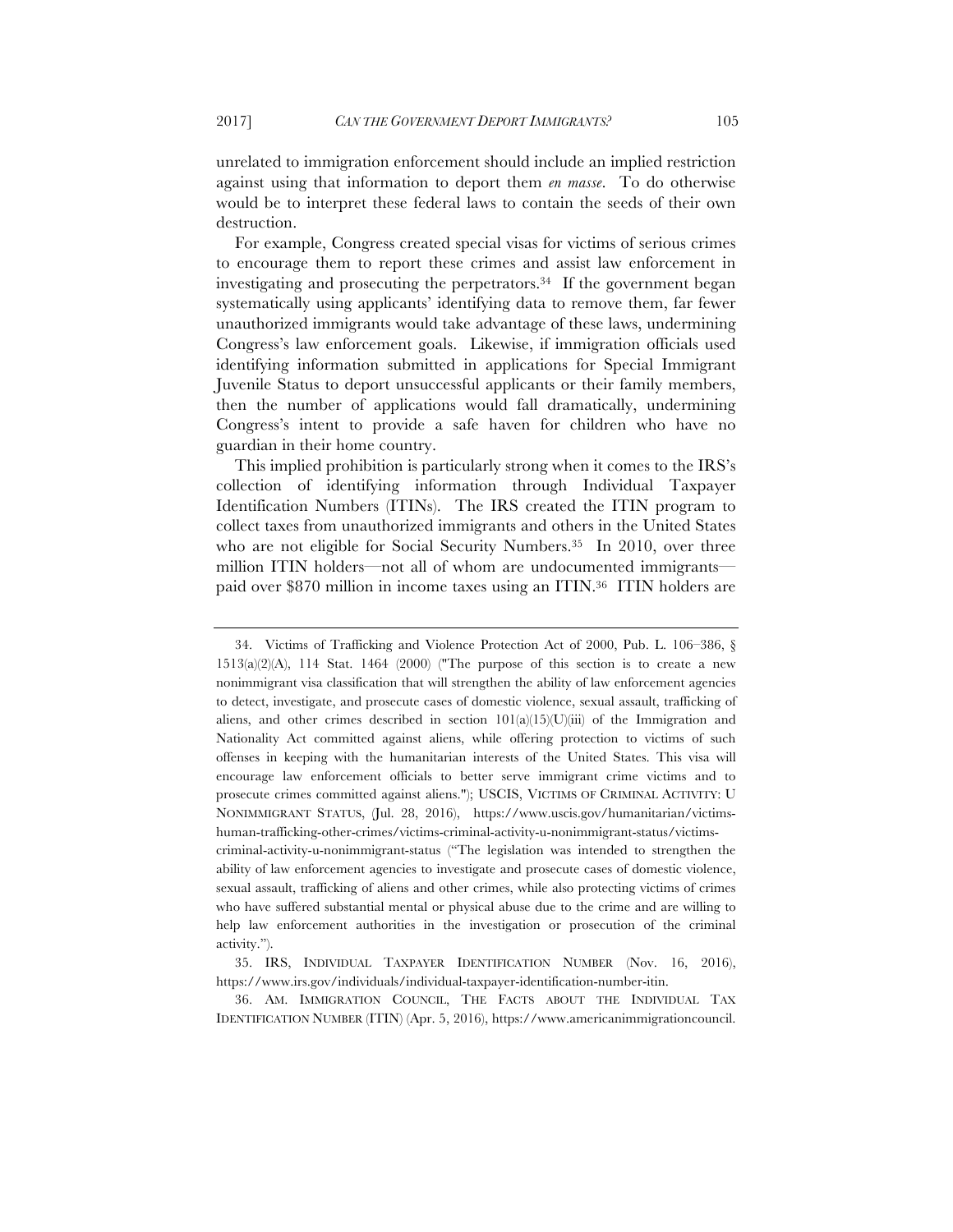unrelated to immigration enforcement should include an implied restriction against using that information to deport them *en masse*. To do otherwise would be to interpret these federal laws to contain the seeds of their own destruction.

For example, Congress created special visas for victims of serious crimes to encourage them to report these crimes and assist law enforcement in investigating and prosecuting the perpetrators.[34] If the government began systematically using applicants' identifying data to remove them, far fewer unauthorized immigrants would take advantage of these laws, undermining Congress's law enforcement goals. Likewise, if immigration officials used identifying information submitted in applications for Special Immigrant Juvenile Status to deport unsuccessful applicants or their family members, then the number of applications would fall dramatically, undermining Congress's intent to provide a safe haven for children who have no guardian in their home country.

This implied prohibition is particularly strong when it comes to the IRS's collection of identifying information through Individual Taxpayer Identification Numbers (ITINs). The IRS created the ITIN program to collect taxes from unauthorized immigrants and others in the United States who are not eligible for Social Security Numbers.[35] In 2010, over three million ITIN holders—not all of whom are undocumented immigrants—paid over $870 million in income taxes using an ITIN.[36] ITIN holders are

---

34. Victims of Trafficking and Violence Protection Act of 2000, Pub. L. 106–386, § 1513(a)(2)(A), 114 Stat. 1464 (2000) ("The purpose of this section is to create a new nonimmigrant visa classification that will strengthen the ability of law enforcement agencies to detect, investigate, and prosecute cases of domestic violence, sexual assault, trafficking of aliens, and other crimes described in section 101(a)(15)(U)(iii) of the Immigration and Nationality Act committed against aliens, while offering protection to victims of such offenses in keeping with the humanitarian interests of the United States. This visa will encourage law enforcement officials to better serve immigrant crime victims and to prosecute crimes committed against aliens."); USCIS, VICTIMS OF CRIMINAL ACTIVITY: U NONIMMIGRANT STATUS, (Jul. 28, 2016), https://www.uscis.gov/humanitarian/victims-human-trafficking-other-crimes/victims-criminal-activity-u-nonimmigrant-status/victims-criminal-activity-u-nonimmigrant-status ("The legislation was intended to strengthen the ability of law enforcement agencies to investigate and prosecute cases of domestic violence, sexual assault, trafficking of aliens and other crimes, while also protecting victims of crimes who have suffered substantial mental or physical abuse due to the crime and are willing to help law enforcement authorities in the investigation or prosecution of the criminal activity.").

35. IRS, INDIVIDUAL TAXPAYER IDENTIFICATION NUMBER (Nov. 16, 2016), https://www.irs.gov/individuals/individual-taxpayer-identification-number-itin.

36. AM. IMMIGRATION COUNCIL, THE FACTS ABOUT THE INDIVIDUAL TAX IDENTIFICATION NUMBER (ITIN) (Apr. 5, 2016), https://www.americanimmigrationcouncil.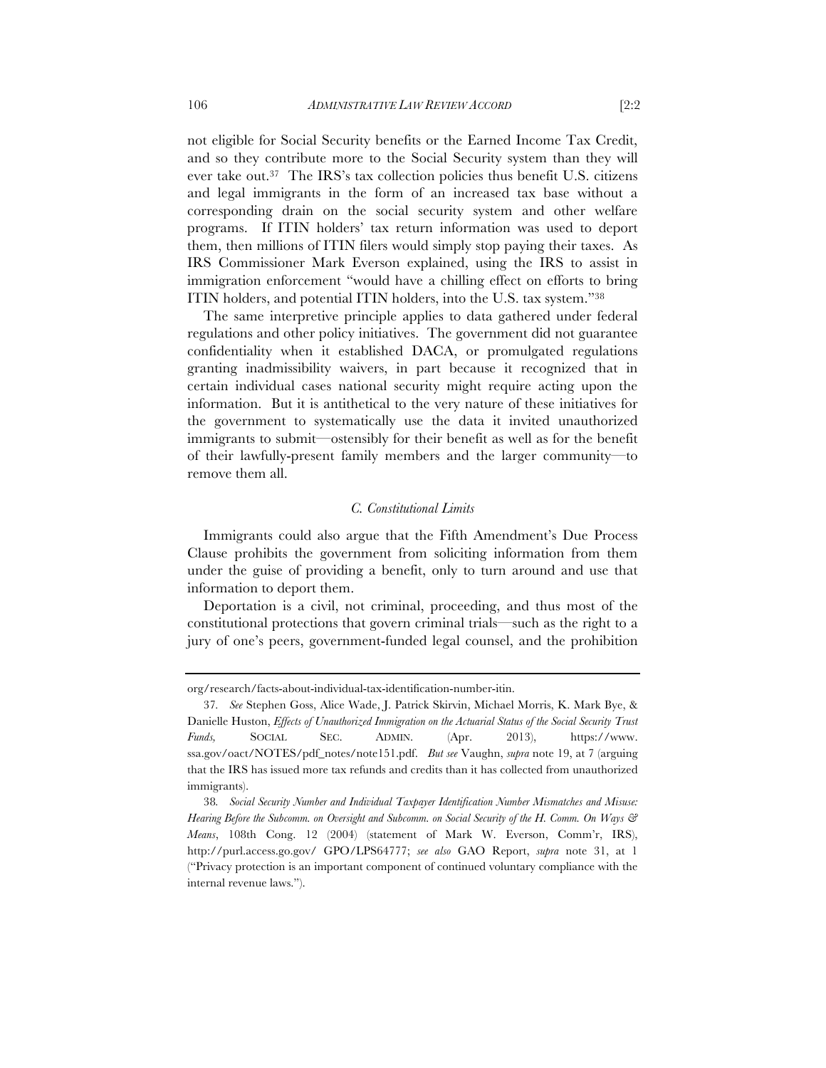not eligible for Social Security benefits or the Earned Income Tax Credit, and so they contribute more to the Social Security system than they will ever take out.[37] The IRS's tax collection policies thus benefit U.S. citizens and legal immigrants in the form of an increased tax base without a corresponding drain on the social security system and other welfare programs. If ITIN holders' tax return information was used to deport them, then millions of ITIN filers would simply stop paying their taxes. As IRS Commissioner Mark Everson explained, using the IRS to assist in immigration enforcement "would have a chilling effect on efforts to bring ITIN holders, and potential ITIN holders, into the U.S. tax system."[38]

The same interpretive principle applies to data gathered under federal regulations and other policy initiatives. The government did not guarantee confidentiality when it established DACA, or promulgated regulations granting inadmissibility waivers, in part because it recognized that in certain individual cases national security might require acting upon the information. But it is antithetical to the very nature of these initiatives for the government to systematically use the data it invited unauthorized immigrants to submit—ostensibly for their benefit as well as for the benefit of their lawfully-present family members and the larger community—to remove them all.

### *C. Constitutional Limits*

Immigrants could also argue that the Fifth Amendment's Due Process Clause prohibits the government from soliciting information from them under the guise of providing a benefit, only to turn around and use that information to deport them.

Deportation is a civil, not criminal, proceeding, and thus most of the constitutional protections that govern criminal trials—such as the right to a jury of one's peers, government-funded legal counsel, and the prohibition

---

org/research/facts-about-individual-tax-identification-number-itin.

37. *See* Stephen Goss, Alice Wade, J. Patrick Skirvin, Michael Morris, K. Mark Bye, & Danielle Huston, *Effects of Unauthorized Immigration on the Actuarial Status of the Social Security Trust Funds,* SOCIAL SEC. ADMIN. (Apr. 2013), https://www.ssa.gov/oact/NOTES/pdf_notes/note151.pdf. *But see* Vaughn, *supra* note 19, at 7 (arguing that the IRS has issued more tax refunds and credits than it has collected from unauthorized immigrants).

38. *Social Security Number and Individual Taxpayer Identification Number Mismatches and Misuse: Hearing Before the Subcomm. on Oversight and Subcomm. on Social Security of the H. Comm. On Ways & Means*, 108th Cong. 12 (2004) (statement of Mark W. Everson, Comm'r, IRS), http://purl.access.go.gov/ GPO/LPS64777; *see also* GAO Report, *supra* note 31, at 1 ("Privacy protection is an important component of continued voluntary compliance with the internal revenue laws.").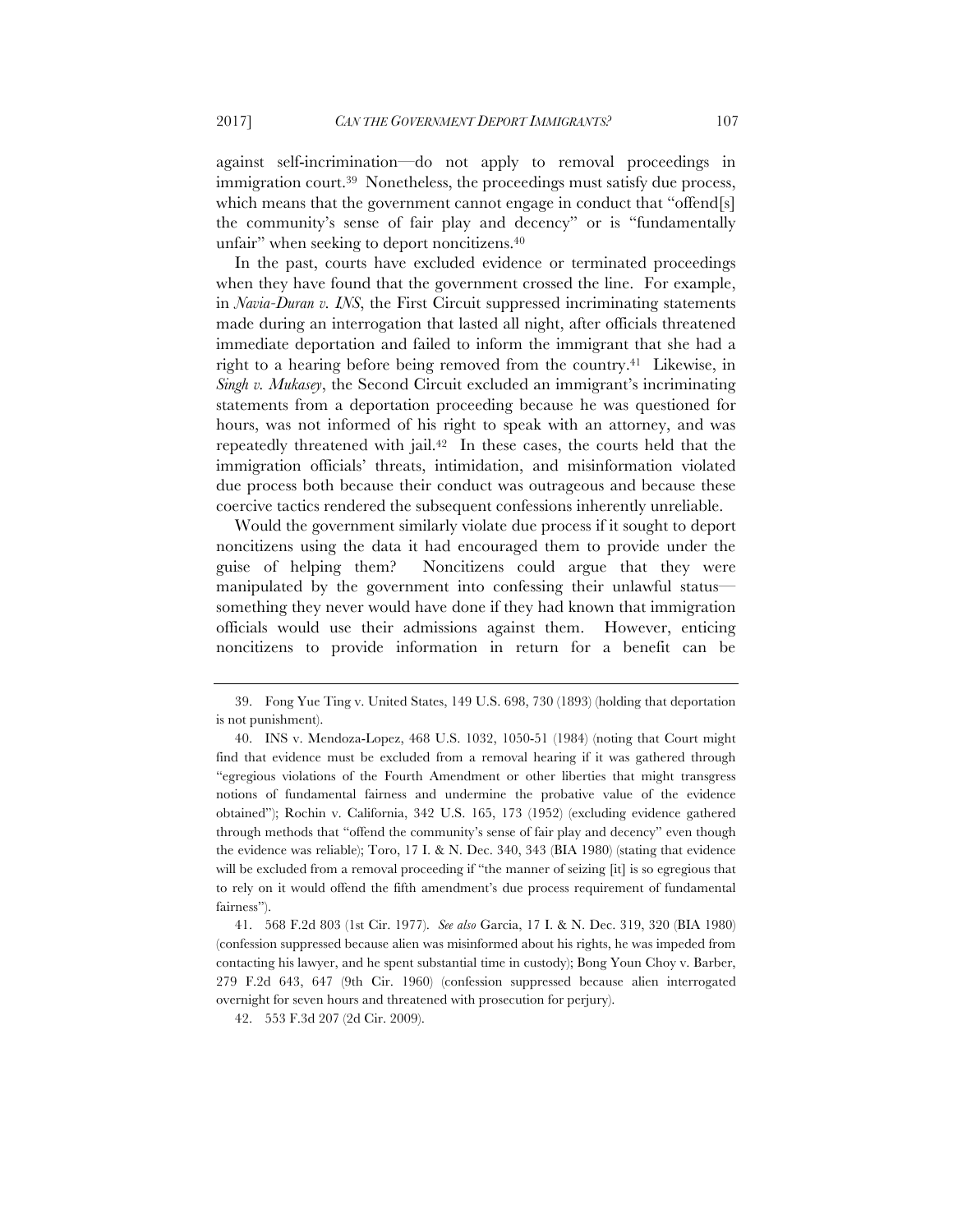against self-incrimination—do not apply to removal proceedings in immigration court.[39] Nonetheless, the proceedings must satisfy due process, which means that the government cannot engage in conduct that "offend[s] the community's sense of fair play and decency" or is "fundamentally unfair" when seeking to deport noncitizens.[40]

In the past, courts have excluded evidence or terminated proceedings when they have found that the government crossed the line. For example, in *Navia-Duran v. INS*, the First Circuit suppressed incriminating statements made during an interrogation that lasted all night, after officials threatened immediate deportation and failed to inform the immigrant that she had a right to a hearing before being removed from the country.[41] Likewise, in *Singh v. Mukasey*, the Second Circuit excluded an immigrant's incriminating statements from a deportation proceeding because he was questioned for hours, was not informed of his right to speak with an attorney, and was repeatedly threatened with jail.[42] In these cases, the courts held that the immigration officials' threats, intimidation, and misinformation violated due process both because their conduct was outrageous and because these coercive tactics rendered the subsequent confessions inherently unreliable.

Would the government similarly violate due process if it sought to deport noncitizens using the data it had encouraged them to provide under the guise of helping them? Noncitizens could argue that they were manipulated by the government into confessing their unlawful status—something they never would have done if they had known that immigration officials would use their admissions against them. However, enticing noncitizens to provide information in return for a benefit can be

---

39. Fong Yue Ting v. United States, 149 U.S. 698, 730 (1893) (holding that deportation is not punishment).

40. INS v. Mendoza-Lopez, 468 U.S. 1032, 1050-51 (1984) (noting that Court might find that evidence must be excluded from a removal hearing if it was gathered through "egregious violations of the Fourth Amendment or other liberties that might transgress notions of fundamental fairness and undermine the probative value of the evidence obtained"); Rochin v. California, 342 U.S. 165, 173 (1952) (excluding evidence gathered through methods that "offend the community's sense of fair play and decency" even though the evidence was reliable); Toro, 17 I. & N. Dec. 340, 343 (BIA 1980) (stating that evidence will be excluded from a removal proceeding if "the manner of seizing [it] is so egregious that to rely on it would offend the fifth amendment's due process requirement of fundamental fairness").

41. 568 F.2d 803 (1st Cir. 1977). *See also* Garcia, 17 I. & N. Dec. 319, 320 (BIA 1980) (confession suppressed because alien was misinformed about his rights, he was impeded from contacting his lawyer, and he spent substantial time in custody); Bong Youn Choy v. Barber, 279 F.2d 643, 647 (9th Cir. 1960) (confession suppressed because alien interrogated overnight for seven hours and threatened with prosecution for perjury).

42. 553 F.3d 207 (2d Cir. 2009).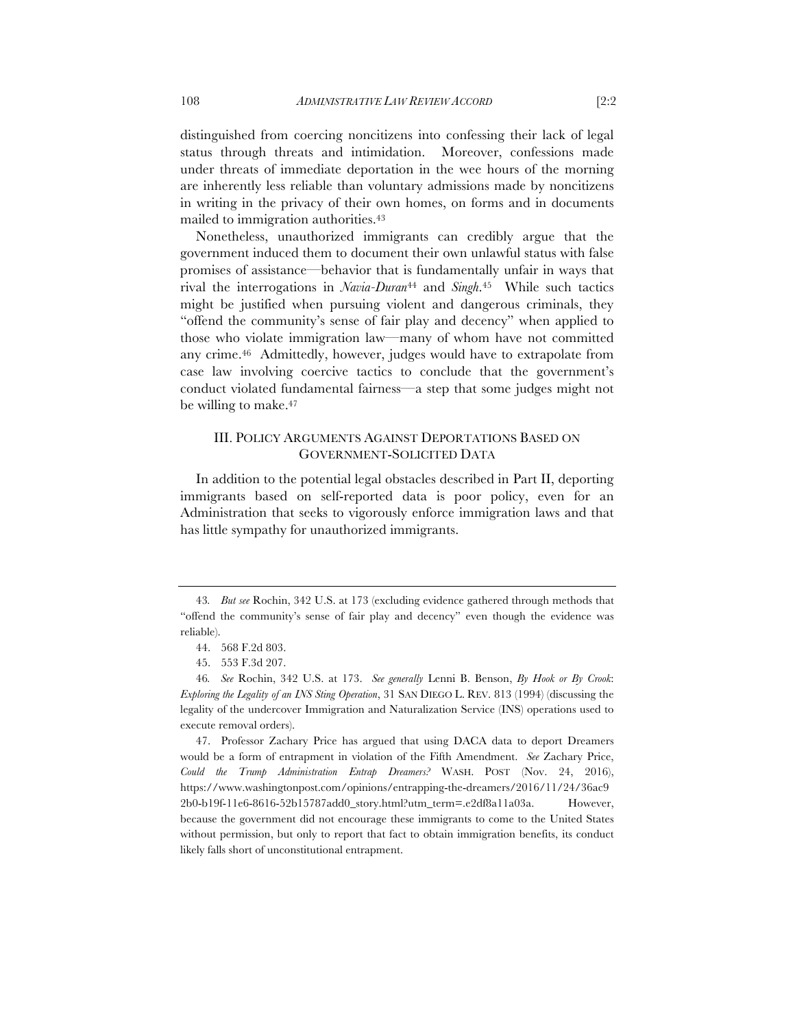distinguished from coercing noncitizens into confessing their lack of legal status through threats and intimidation. Moreover, confessions made under threats of immediate deportation in the wee hours of the morning are inherently less reliable than voluntary admissions made by noncitizens in writing in the privacy of their own homes, on forms and in documents mailed to immigration authorities.[43]

Nonetheless, unauthorized immigrants can credibly argue that the government induced them to document their own unlawful status with false promises of assistance—behavior that is fundamentally unfair in ways that rival the interrogations in *Navia-Duran*[44] and *Singh*.[45] While such tactics might be justified when pursuing violent and dangerous criminals, they "offend the community's sense of fair play and decency" when applied to those who violate immigration law—many of whom have not committed any crime.[46] Admittedly, however, judges would have to extrapolate from case law involving coercive tactics to conclude that the government's conduct violated fundamental fairness—a step that some judges might not be willing to make.[47]

## III. Policy Arguments Against Deportations Based on Government-Solicited Data

In addition to the potential legal obstacles described in Part II, deporting immigrants based on self-reported data is poor policy, even for an Administration that seeks to vigorously enforce immigration laws and that has little sympathy for unauthorized immigrants.

---

43. *But see* Rochin, 342 U.S. at 173 (excluding evidence gathered through methods that "offend the community's sense of fair play and decency" even though the evidence was reliable).

44. 568 F.2d 803.

45. 553 F.3d 207.

46. *See* Rochin, 342 U.S. at 173. *See generally* Lenni B. Benson, *By Hook or By Crook*: *Exploring the Legality of an INS Sting Operation*, 31 SAN DIEGO L. REV. 813 (1994) (discussing the legality of the undercover Immigration and Naturalization Service (INS) operations used to execute removal orders).

47. Professor Zachary Price has argued that using DACA data to deport Dreamers would be a form of entrapment in violation of the Fifth Amendment. *See* Zachary Price, *Could the Trump Administration Entrap Dreamers?* WASH. POST (Nov. 24, 2016), https://www.washingtonpost.com/opinions/entrapping-the-dreamers/2016/11/24/36ac92b0-b19f-11e6-8616-52b15787add0_story.html?utm_term=.e2df8a11a03a. However, because the government did not encourage these immigrants to come to the United States without permission, but only to report that fact to obtain immigration benefits, its conduct likely falls short of unconstitutional entrapment.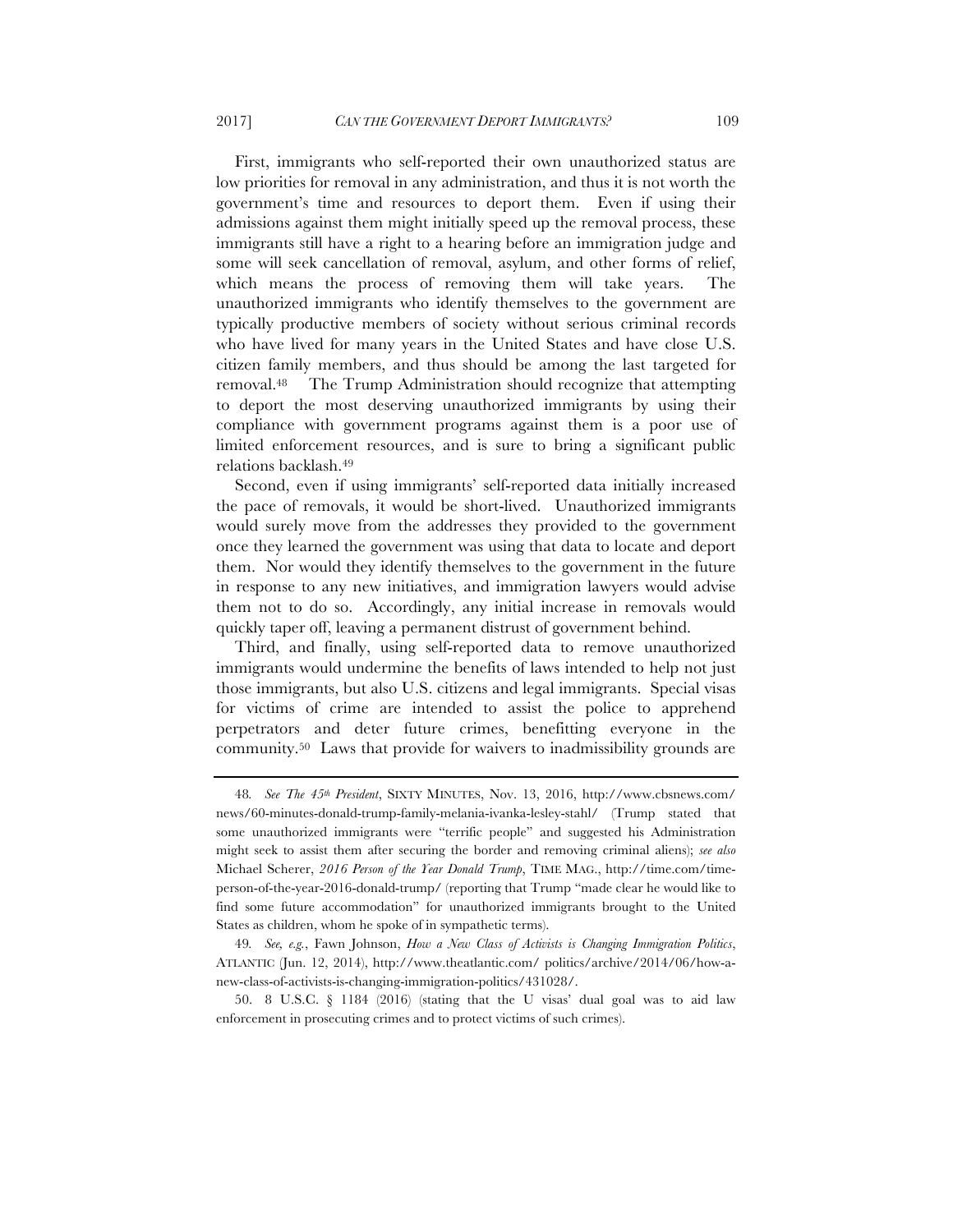First, immigrants who self-reported their own unauthorized status are low priorities for removal in any administration, and thus it is not worth the government's time and resources to deport them. Even if using their admissions against them might initially speed up the removal process, these immigrants still have a right to a hearing before an immigration judge and some will seek cancellation of removal, asylum, and other forms of relief, which means the process of removing them will take years. The unauthorized immigrants who identify themselves to the government are typically productive members of society without serious criminal records who have lived for many years in the United States and have close U.S. citizen family members, and thus should be among the last targeted for removal.[48] The Trump Administration should recognize that attempting to deport the most deserving unauthorized immigrants by using their compliance with government programs against them is a poor use of limited enforcement resources, and is sure to bring a significant public relations backlash.[49]

Second, even if using immigrants' self-reported data initially increased the pace of removals, it would be short-lived. Unauthorized immigrants would surely move from the addresses they provided to the government once they learned the government was using that data to locate and deport them. Nor would they identify themselves to the government in the future in response to any new initiatives, and immigration lawyers would advise them not to do so. Accordingly, any initial increase in removals would quickly taper off, leaving a permanent distrust of government behind.

Third, and finally, using self-reported data to remove unauthorized immigrants would undermine the benefits of laws intended to help not just those immigrants, but also U.S. citizens and legal immigrants. Special visas for victims of crime are intended to assist the police to apprehend perpetrators and deter future crimes, benefitting everyone in the community.[50] Laws that provide for waivers to inadmissibility grounds are

---

48. *See The 45th President*, SIXTY MINUTES, Nov. 13, 2016, http://www.cbsnews.com/news/60-minutes-donald-trump-family-melania-ivanka-lesley-stahl/ (Trump stated that some unauthorized immigrants were "terrific people" and suggested his Administration might seek to assist them after securing the border and removing criminal aliens); *see also* Michael Scherer, *2016 Person of the Year Donald Trump*, TIME MAG., http://time.com/time-person-of-the-year-2016-donald-trump/ (reporting that Trump "made clear he would like to find some future accommodation" for unauthorized immigrants brought to the United States as children, whom he spoke of in sympathetic terms).

49. *See, e.g.*, Fawn Johnson, *How a New Class of Activists is Changing Immigration Politics*, ATLANTIC (Jun. 12, 2014), http://www.theatlantic.com/ politics/archive/2014/06/how-a-new-class-of-activists-is-changing-immigration-politics/431028/.

50. 8 U.S.C. § 1184 (2016) (stating that the U visas' dual goal was to aid law enforcement in prosecuting crimes and to protect victims of such crimes).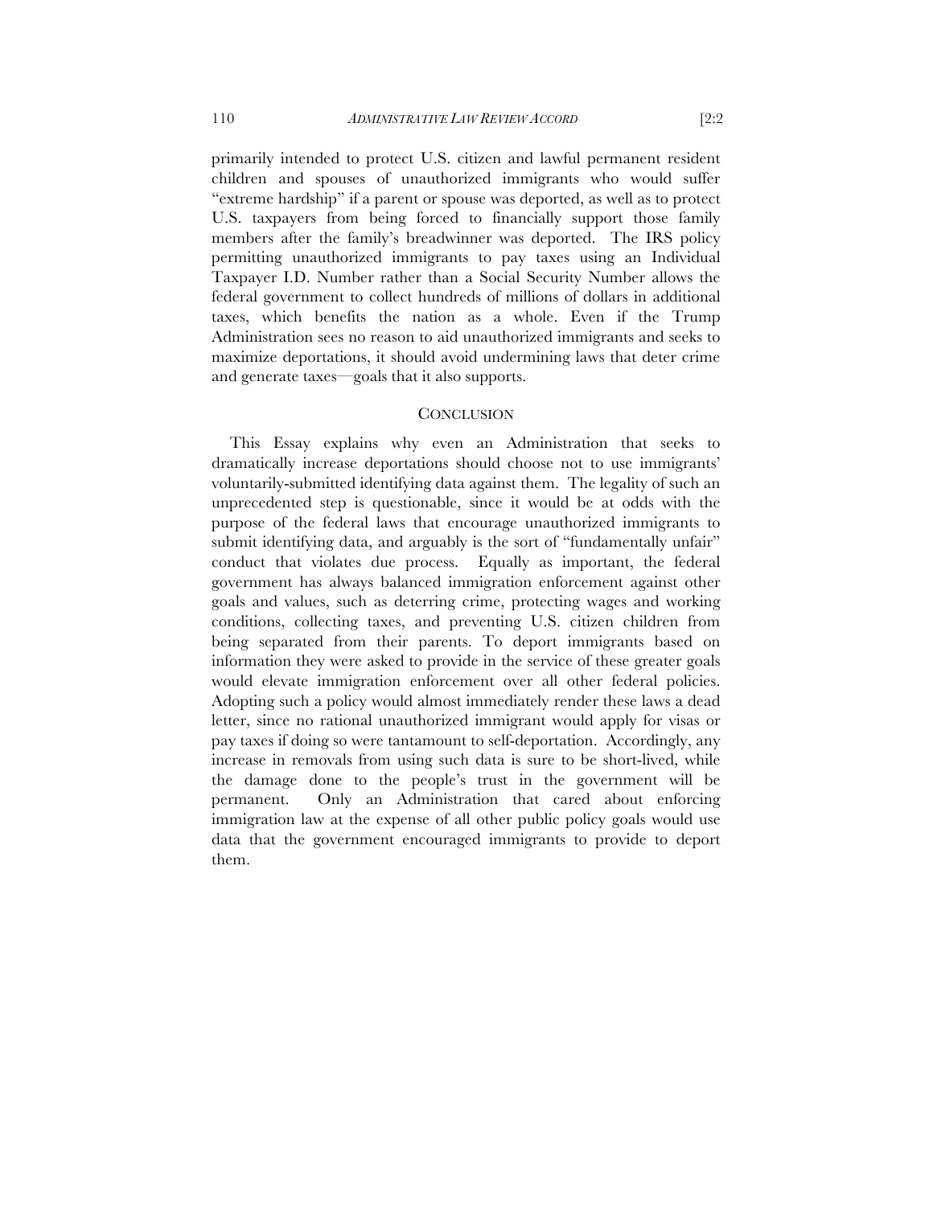primarily intended to protect U.S. citizen and lawful permanent resident children and spouses of unauthorized immigrants who would suffer "extreme hardship" if a parent or spouse was deported, as well as to protect U.S. taxpayers from being forced to financially support those family members after the family's breadwinner was deported. The IRS policy permitting unauthorized immigrants to pay taxes using an Individual Taxpayer I.D. Number rather than a Social Security Number allows the federal government to collect hundreds of millions of dollars in additional taxes, which benefits the nation as a whole. Even if the Trump Administration sees no reason to aid unauthorized immigrants and seeks to maximize deportations, it should avoid undermining laws that deter crime and generate taxes—goals that it also supports.

## CONCLUSION

This Essay explains why even an Administration that seeks to dramatically increase deportations should choose not to use immigrants' voluntarily-submitted identifying data against them. The legality of such an unprecedented step is questionable, since it would be at odds with the purpose of the federal laws that encourage unauthorized immigrants to submit identifying data, and arguably is the sort of "fundamentally unfair" conduct that violates due process. Equally as important, the federal government has always balanced immigration enforcement against other goals and values, such as deterring crime, protecting wages and working conditions, collecting taxes, and preventing U.S. citizen children from being separated from their parents. To deport immigrants based on information they were asked to provide in the service of these greater goals would elevate immigration enforcement over all other federal policies. Adopting such a policy would almost immediately render these laws a dead letter, since no rational unauthorized immigrant would apply for visas or pay taxes if doing so were tantamount to self-deportation. Accordingly, any increase in removals from using such data is sure to be short-lived, while the damage done to the people's trust in the government will be permanent. Only an Administration that cared about enforcing immigration law at the expense of all other public policy goals would use data that the government encouraged immigrants to provide to deport them.